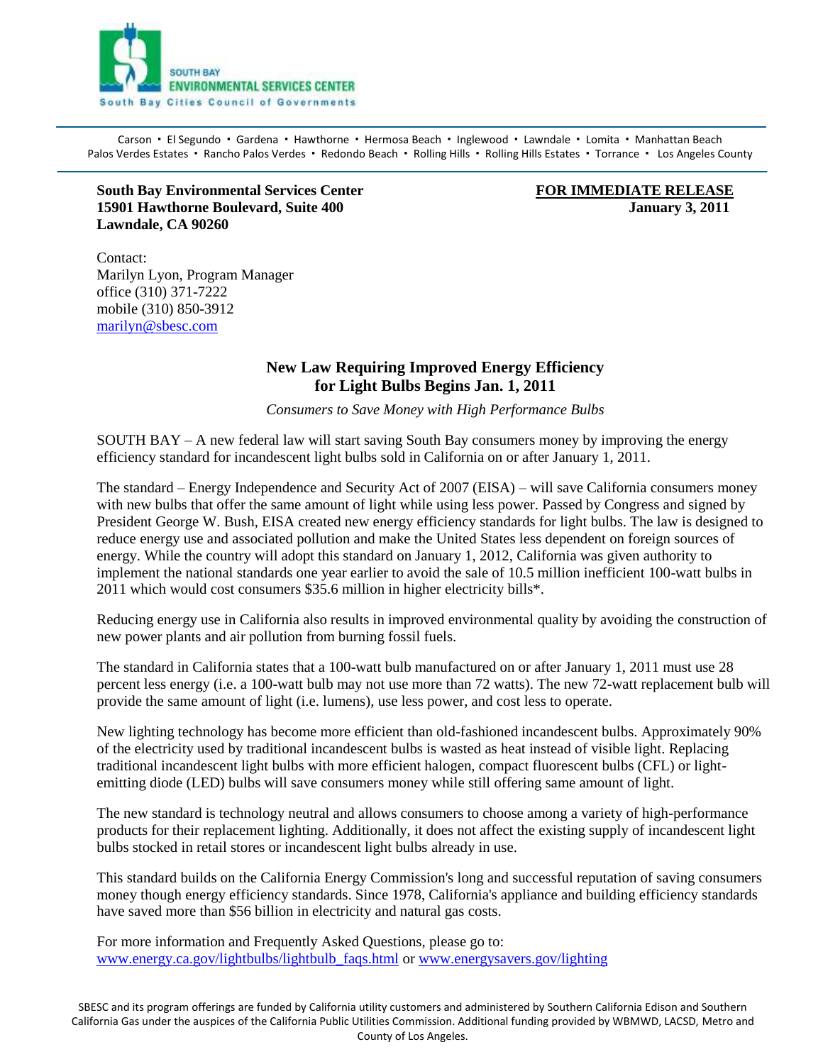SOUTH BAY
ENVIRONMENTAL SERVICES CENTER
South Bay Cities Council of Governments

Carson • El Segundo • Gardena • Hawthorne • Hermosa Beach • Inglewood • Lawndale • Lomita • Manhattan Beach
Palos Verdes Estates • Rancho Palos Verdes • Redondo Beach • Rolling Hills • Rolling Hills Estates • Torrance • Los Angeles County

**South Bay Environmental Services Center**
**15901 Hawthorne Boulevard, Suite 400**
**Lawndale, CA 90260**

**FOR IMMEDIATE RELEASE**
**January 3, 2011**

Contact:
Marilyn Lyon, Program Manager
office (310) 371-7222
mobile (310) 850-3912
marilyn@sbesc.com

## New Law Requiring Improved Energy Efficiency for Light Bulbs Begins Jan. 1, 2011

*Consumers to Save Money with High Performance Bulbs*

SOUTH BAY – A new federal law will start saving South Bay consumers money by improving the energy efficiency standard for incandescent light bulbs sold in California on or after January 1, 2011.

The standard – Energy Independence and Security Act of 2007 (EISA) – will save California consumers money with new bulbs that offer the same amount of light while using less power. Passed by Congress and signed by President George W. Bush, EISA created new energy efficiency standards for light bulbs. The law is designed to reduce energy use and associated pollution and make the United States less dependent on foreign sources of energy. While the country will adopt this standard on January 1, 2012, California was given authority to implement the national standards one year earlier to avoid the sale of 10.5 million inefficient 100-watt bulbs in 2011 which would cost consumers $35.6 million in higher electricity bills*.

Reducing energy use in California also results in improved environmental quality by avoiding the construction of new power plants and air pollution from burning fossil fuels.

The standard in California states that a 100-watt bulb manufactured on or after January 1, 2011 must use 28 percent less energy (i.e. a 100-watt bulb may not use more than 72 watts). The new 72-watt replacement bulb will provide the same amount of light (i.e. lumens), use less power, and cost less to operate.

New lighting technology has become more efficient than old-fashioned incandescent bulbs. Approximately 90% of the electricity used by traditional incandescent bulbs is wasted as heat instead of visible light. Replacing traditional incandescent light bulbs with more efficient halogen, compact fluorescent bulbs (CFL) or light-emitting diode (LED) bulbs will save consumers money while still offering same amount of light.

The new standard is technology neutral and allows consumers to choose among a variety of high-performance products for their replacement lighting. Additionally, it does not affect the existing supply of incandescent light bulbs stocked in retail stores or incandescent light bulbs already in use.

This standard builds on the California Energy Commission's long and successful reputation of saving consumers money though energy efficiency standards. Since 1978, California's appliance and building efficiency standards have saved more than $56 billion in electricity and natural gas costs.

For more information and Frequently Asked Questions, please go to:
www.energy.ca.gov/lightbulbs/lightbulb_faqs.html or www.energysavers.gov/lighting

SBESC and its program offerings are funded by California utility customers and administered by Southern California Edison and Southern California Gas under the auspices of the California Public Utilities Commission. Additional funding provided by WBMWD, LACSD, Metro and County of Los Angeles.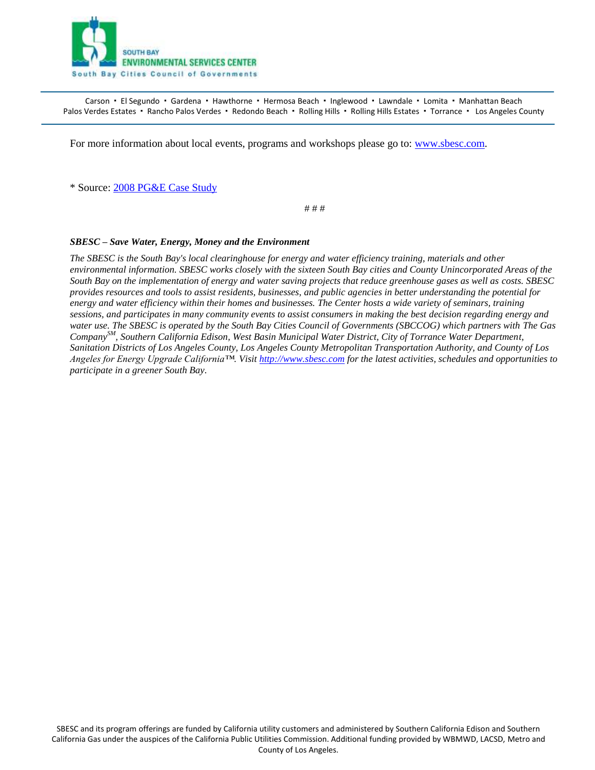For more information about local events, programs and workshops please go to: [www.sbesc.com](http://www.sbesc.com).

* Source: [2008 PG&E Case Study]()

# # #

***SBESC – Save Water, Energy, Money and the Environment***

*The SBESC is the South Bay's local clearinghouse for energy and water efficiency training, materials and other environmental information. SBESC works closely with the sixteen South Bay cities and County Unincorporated Areas of the South Bay on the implementation of energy and water saving projects that reduce greenhouse gases as well as costs. SBESC provides resources and tools to assist residents, businesses, and public agencies in better understanding the potential for energy and water efficiency within their homes and businesses. The Center hosts a wide variety of seminars, training sessions, and participates in many community events to assist consumers in making the best decision regarding energy and water use. The SBESC is operated by the South Bay Cities Council of Governments (SBCCOG) which partners with The Gas Company℠, Southern California Edison, West Basin Municipal Water District, City of Torrance Water Department, Sanitation Districts of Los Angeles County, Los Angeles County Metropolitan Transportation Authority, and County of Los Angeles for Energy Upgrade California™. Visit [http://www.sbesc.com](http://www.sbesc.com) for the latest activities, schedules and opportunities to participate in a greener South Bay.*